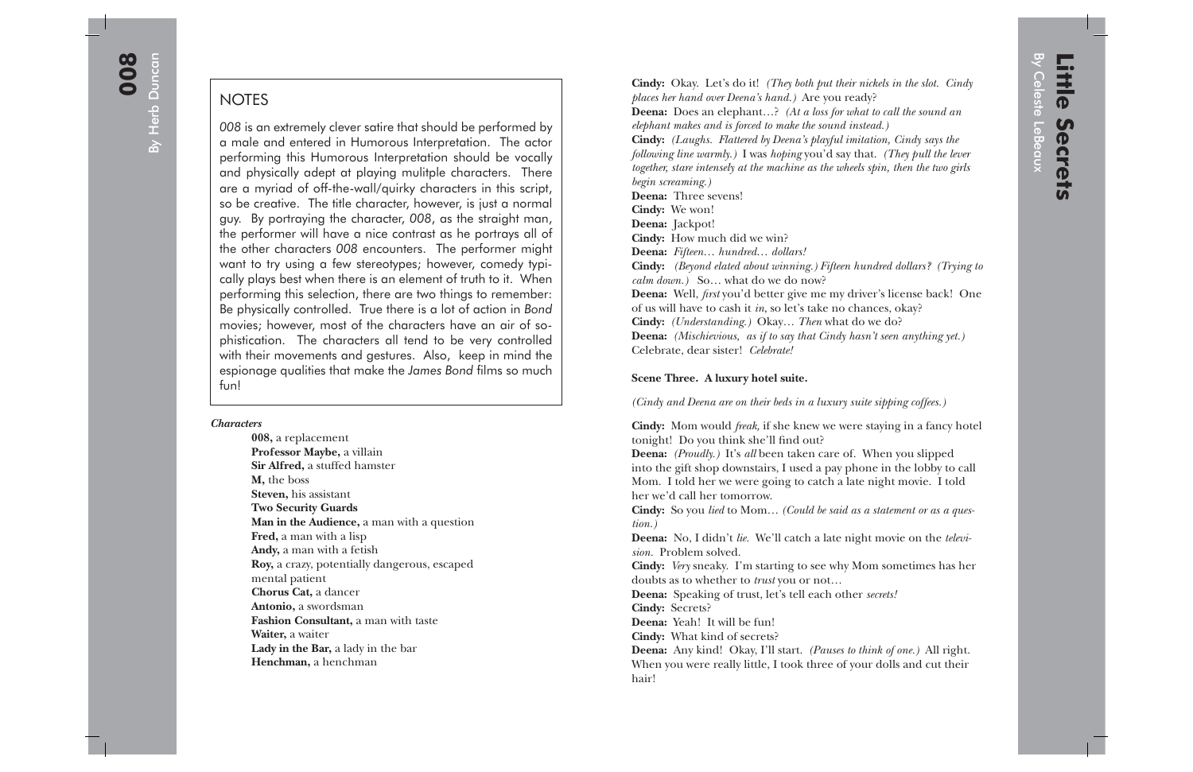## NOTES

*008* is an extremely clever satire that should be performed by a male and entered in Humorous Interpretation. The actor performing this Humorous Interpretation should be vocally and physically adept at playing mulitple characters. There are a myriad of off-the-wall/quirky characters in this script, so be creative. The title character, however, is just a normal guy. By portraying the character, *008*, as the straight man, the performer will have a nice contrast as he portrays all of the other characters *008* encounters. The performer might want to try using a few stereotypes; however, comedy typically plays best when there is an element of truth to it. When performing this selection, there are two things to remember: Be physically controlled. True there is a lot of action in *Bond* movies; however, most of the characters have an air of sophistication. The characters all tend to be very controlled with their movements and gestures. Also, keep in mind the espionage qualities that make the *James Bond* films so much fun!

***Characters***

- **008,** a replacement
- **Professor Maybe,** a villain
- **Sir Alfred,** a stuffed hamster
- **M,** the boss
- **Steven,** his assistant
- **Two Security Guards**
- **Man in the Audience,** a man with a question
- **Fred,** a man with a lisp
- **Andy,** a man with a fetish
- **Roy,** a crazy, potentially dangerous, escaped mental patient
- **Chorus Cat,** a dancer
- **Antonio,** a swordsman
- **Fashion Consultant,** a man with taste
- **Waiter,** a waiter
- **Lady in the Bar,** a lady in the bar
- **Henchman,** a henchman

**Cindy:** Okay. Let's do it! *(They both put their nickels in the slot. Cindy places her hand over Deena's hand.)* Are you ready?

**Deena:** Does an elephant…? *(At a loss for what to call the sound an elephant makes and is forced to make the sound instead.)*

**Cindy:** *(Laughs. Flattered by Deena's playful imitation, Cindy says the following line warmly.)* I was *hoping* you'd say that. *(They pull the lever together, stare intensely at the machine as the wheels spin, then the two girls begin screaming.)*

**Deena:** Three sevens!

**Cindy:** We won!

**Deena:** Jackpot!

**Cindy:** How much did we win?

**Deena:** *Fifteen… hundred… dollars!*

**Cindy:** *(Beyond elated about winning.) Fifteen hundred dollars? (Trying to calm down.)* So… what do we do now?

**Deena:** Well, *first* you'd better give me my driver's license back! One of us will have to cash it *in*, so let's take no chances, okay?

**Cindy:** *(Understanding.)* Okay… *Then* what do we do?

**Deena:** *(Mischievious, as if to say that Cindy hasn't seen anything yet.)* Celebrate, dear sister! *Celebrate!*

**Scene Three. A luxury hotel suite.**

*(Cindy and Deena are on their beds in a luxury suite sipping coffees.)*

**Cindy:** Mom would *freak*, if she knew we were staying in a fancy hotel tonight! Do you think she'll find out?

**Deena:** *(Proudly.)* It's *all* been taken care of. When you slipped into the gift shop downstairs, I used a pay phone in the lobby to call Mom. I told her we were going to catch a late night movie. I told her we'd call her tomorrow.

**Cindy:** So you *lied* to Mom… *(Could be said as a statement or as a question.)*

**Deena:** No, I didn't *lie*. We'll catch a late night movie on the *television*. Problem solved.

**Cindy:** *Very* sneaky. I'm starting to see why Mom sometimes has her doubts as to whether to *trust* you or not…

**Deena:** Speaking of trust, let's tell each other *secrets!*

**Cindy:** Secrets?

**Deena:** Yeah! It will be fun!

**Cindy:** What kind of secrets?

**Deena:** Any kind! Okay, I'll start. *(Pauses to think of one.)* All right. When you were really little, I took three of your dolls and cut their hair!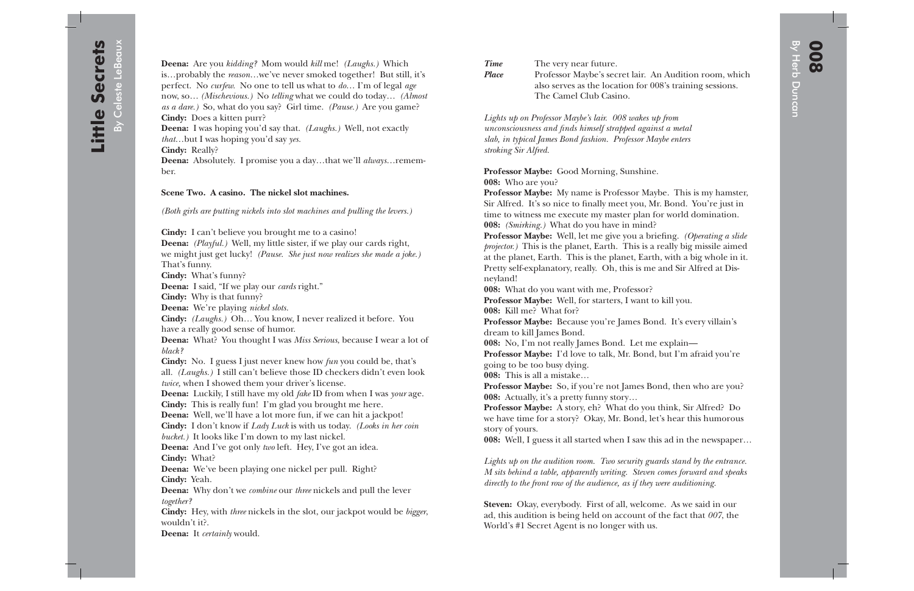**Deena:** Are you *kidding?* Mom would *kill* me! *(Laughs.)* Which is…probably the *reason*…we've never smoked together! But still, it's perfect. No *curfew.* No one to tell us what to *do…* I'm of legal *age* now, so… *(Mischevious.)* No *telling* what we could do today… *(Almost as a dare.)* So, what do you say? Girl time. *(Pause.)* Are you game?
**Cindy:** Does a kitten purr?
**Deena:** I was hoping you'd say that. *(Laughs.)* Well, not exactly *that…*but I was hoping you'd say *yes.*
**Cindy:** Really?
**Deena:** Absolutely. I promise you a day…that we'll *always…*remember.

**Scene Two. A casino. The nickel slot machines.**

*(Both girls are putting nickels into slot machines and pulling the levers.)*

**Cindy:** I can't believe you brought me to a casino!
**Deena:** *(Playful.)* Well, my little sister, if we play our cards right, we might just get lucky! *(Pause. She just now realizes she made a joke.)* That's funny.
**Cindy:** What's funny?
**Deena:** I said, "If we play our *cards* right."
**Cindy:** Why is that funny?
**Deena:** We're playing *nickel slots.*
**Cindy:** *(Laughs.)* Oh… You know, I never realized it before. You have a really good sense of humor.
**Deena:** What? You thought I was *Miss Serious,* because I wear a lot of *black?*
**Cindy:** No. I guess I just never knew how *fun* you could be, that's all. *(Laughs.)* I still can't believe those ID checkers didn't even look *twice,* when I showed them your driver's license.
**Deena:** Luckily, I still have my old *fake* ID from when I was *your* age.
**Cindy:** This is really fun! I'm glad you brought me here.
**Deena:** Well, we'll have a lot more fun, if we can hit a jackpot!
**Cindy:** I don't know if *Lady Luck* is with us today. *(Looks in her coin bucket.)* It looks like I'm down to my last nickel.
**Deena:** And I've got only *two* left. Hey, I've got an idea.
**Cindy:** What?
**Deena:** We've been playing one nickel per pull. Right?
**Cindy:** Yeah.
**Deena:** Why don't we *combine* our *three* nickels and pull the lever *together?*
**Cindy:** Hey, with *three* nickels in the slot, our jackpot would be *bigger,* wouldn't it?.
**Deena:** It *certainly* would.

***Time*** The very near future.
***Place*** Professor Maybe's secret lair. An Audition room, which also serves as the location for 008's training sessions. The Camel Club Casino.

*Lights up on Professor Maybe's lair. 008 wakes up from unconsciousness and finds himself strapped against a metal slab, in typical James Bond fashion. Professor Maybe enters stroking Sir Alfred.*

**Professor Maybe:** Good Morning, Sunshine.
**008:** Who are you?
**Professor Maybe:** My name is Professor Maybe. This is my hamster, Sir Alfred. It's so nice to finally meet you, Mr. Bond. You're just in time to witness me execute my master plan for world domination.
**008:** *(Smirking.)* What do you have in mind?
**Professor Maybe:** Well, let me give you a briefing. *(Operating a slide projector.)* This is the planet, Earth. This is a really big missile aimed at the planet, Earth. This is the planet, Earth, with a big whole in it. Pretty self-explanatory, really. Oh, this is me and Sir Alfred at Disneyland!
**008:** What do you want with me, Professor?
**Professor Maybe:** Well, for starters, I want to kill you.
**008:** Kill me? What for?
**Professor Maybe:** Because you're James Bond. It's every villain's dream to kill James Bond.
**008:** No, I'm not really James Bond. Let me explain—
**Professor Maybe:** I'd love to talk, Mr. Bond, but I'm afraid you're going to be too busy dying.
**008:** This is all a mistake…
**Professor Maybe:** So, if you're not James Bond, then who are you?
**008:** Actually, it's a pretty funny story…
**Professor Maybe:** A story, eh? What do you think, Sir Alfred? Do we have time for a story? Okay, Mr. Bond, let's hear this humorous story of yours.
**008:** Well, I guess it all started when I saw this ad in the newspaper…

*Lights up on the audition room. Two security guards stand by the entrance. M sits behind a table, apparently writing. Steven comes forward and speaks directly to the front row of the audience, as if they were auditioning.*

**Steven:** Okay, everybody. First of all, welcome. As we said in our ad, this audition is being held on account of the fact that *007,* the World's #1 Secret Agent is no longer with us.